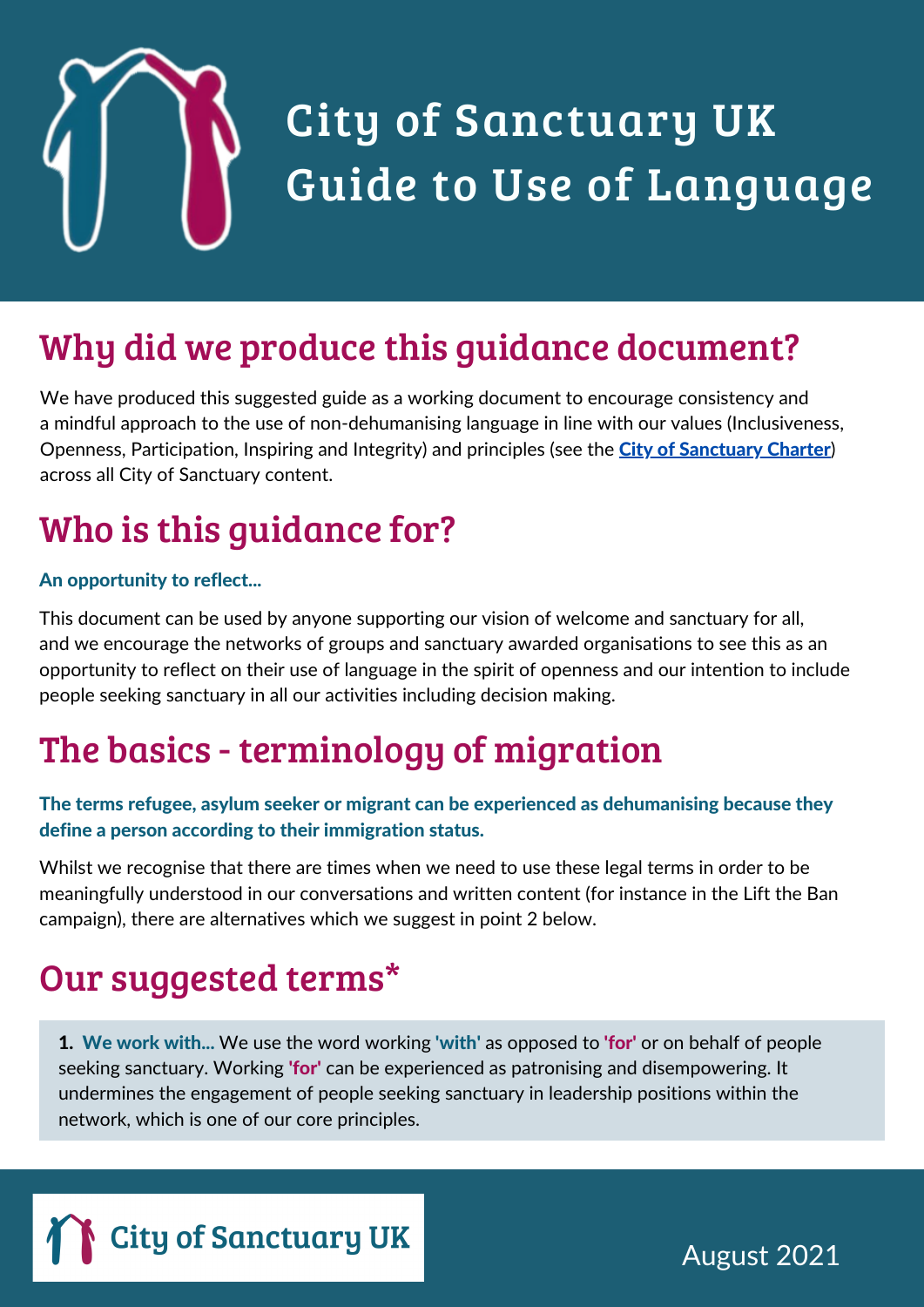# City of Sanctuary UK Guide to Use of Language

## Why did we produce this guidance document?

We have produced this suggested guide as a working document to encourage consistency and a mindful approach to the use of non-dehumanising language in line with our values (Inclusiveness, Openness, Participation, Inspiring and Integrity) and principles (see the **City of Sanctuary Charter**) across all City of Sanctuary content.

## Who is this guidance for?

**An opportunity to reflect...**

This document can be used by anyone supporting our vision of welcome and sanctuary for all, and we encourage the networks of groups and sanctuary awarded organisations to see this as an opportunity to reflect on their use of language in the spirit of openness and our intention to include people seeking sanctuary in all our activities including decision making.

## The basics - terminology of migration

**The terms refugee, asylum seeker or migrant can be experienced as dehumanising because they define a person according to their immigration status.**

Whilst we recognise that there are times when we need to use these legal terms in order to be meaningfully understood in our conversations and written content (for instance in the Lift the Ban campaign), there are alternatives which we suggest in point 2 below.

## Our suggested terms*

**1. We work with...** We use the word working **'with'** as opposed to **'for'** or on behalf of people seeking sanctuary. Working **'for'** can be experienced as patronising and disempowering. It undermines the engagement of people seeking sanctuary in leadership positions within the network, which is one of our core principles.

City of Sanctuary UK

August 2021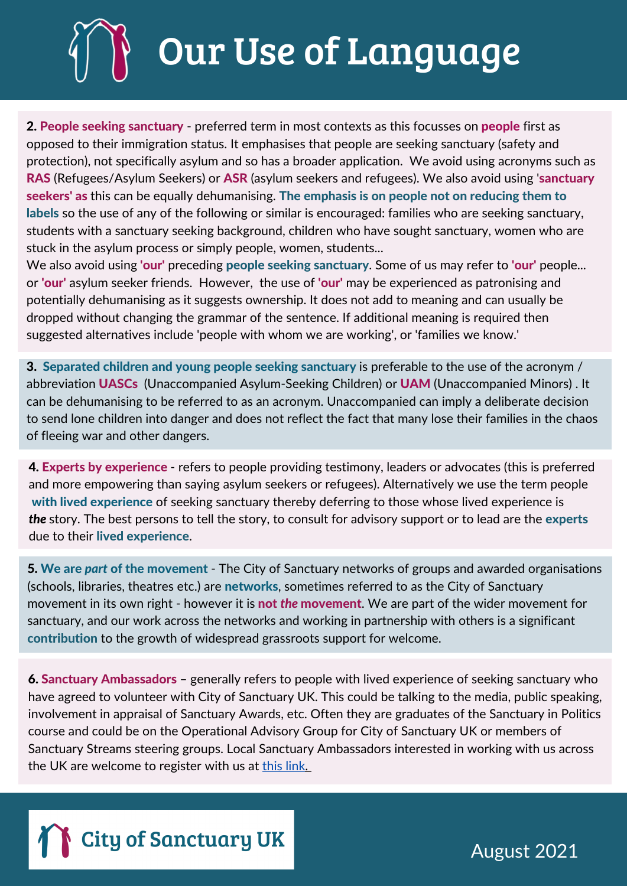# Our Use of Language

**2. People seeking sanctuary** - preferred term in most contexts as this focusses on **people** first as opposed to their immigration status. It emphasises that people are seeking sanctuary (safety and protection), not specifically asylum and so has a broader application. We avoid using acronyms such as **RAS** (Refugees/Asylum Seekers) or **ASR** (asylum seekers and refugees). We also avoid using **'sanctuary seekers' as** this can be equally dehumanising. **The emphasis is on people not on reducing them to labels** so the use of any of the following or similar is encouraged: families who are seeking sanctuary, students with a sanctuary seeking background, children who have sought sanctuary, women who are stuck in the asylum process or simply people, women, students...
We also avoid using **'our'** preceding **people seeking sanctuary**. Some of us may refer to **'our'** people... or **'our'** asylum seeker friends. However, the use of **'our'** may be experienced as patronising and potentially dehumanising as it suggests ownership. It does not add to meaning and can usually be dropped without changing the grammar of the sentence. If additional meaning is required then suggested alternatives include 'people with whom we are working', or 'families we know.'

**3. Separated children and young people seeking sanctuary** is preferable to the use of the acronym / abbreviation **UASCs** (Unaccompanied Asylum-Seeking Children) or **UAM** (Unaccompanied Minors) . It can be dehumanising to be referred to as an acronym. Unaccompanied can imply a deliberate decision to send lone children into danger and does not reflect the fact that many lose their families in the chaos of fleeing war and other dangers.

**4. Experts by experience** - refers to people providing testimony, leaders or advocates (this is preferred and more empowering than saying asylum seekers or refugees). Alternatively we use the term people **with lived experience** of seeking sanctuary thereby deferring to those whose lived experience is ***the*** story. The best persons to tell the story, to consult for advisory support or to lead are the **experts** due to their **lived experience**.

**5. We are *part* of the movement** - The City of Sanctuary networks of groups and awarded organisations (schools, libraries, theatres etc.) are **networks**, sometimes referred to as the City of Sanctuary movement in its own right - however it is **not *the* movement**. We are part of the wider movement for sanctuary, and our work across the networks and working in partnership with others is a significant **contribution** to the growth of widespread grassroots support for welcome.

**6. Sanctuary Ambassadors** – generally refers to people with lived experience of seeking sanctuary who have agreed to volunteer with City of Sanctuary UK. This could be talking to the media, public speaking, involvement in appraisal of Sanctuary Awards, etc. Often they are graduates of the Sanctuary in Politics course and could be on the Operational Advisory Group for City of Sanctuary UK or members of Sanctuary Streams steering groups. Local Sanctuary Ambassadors interested in working with us across the UK are welcome to register with us at this link.

City of Sanctuary UK

August 2021